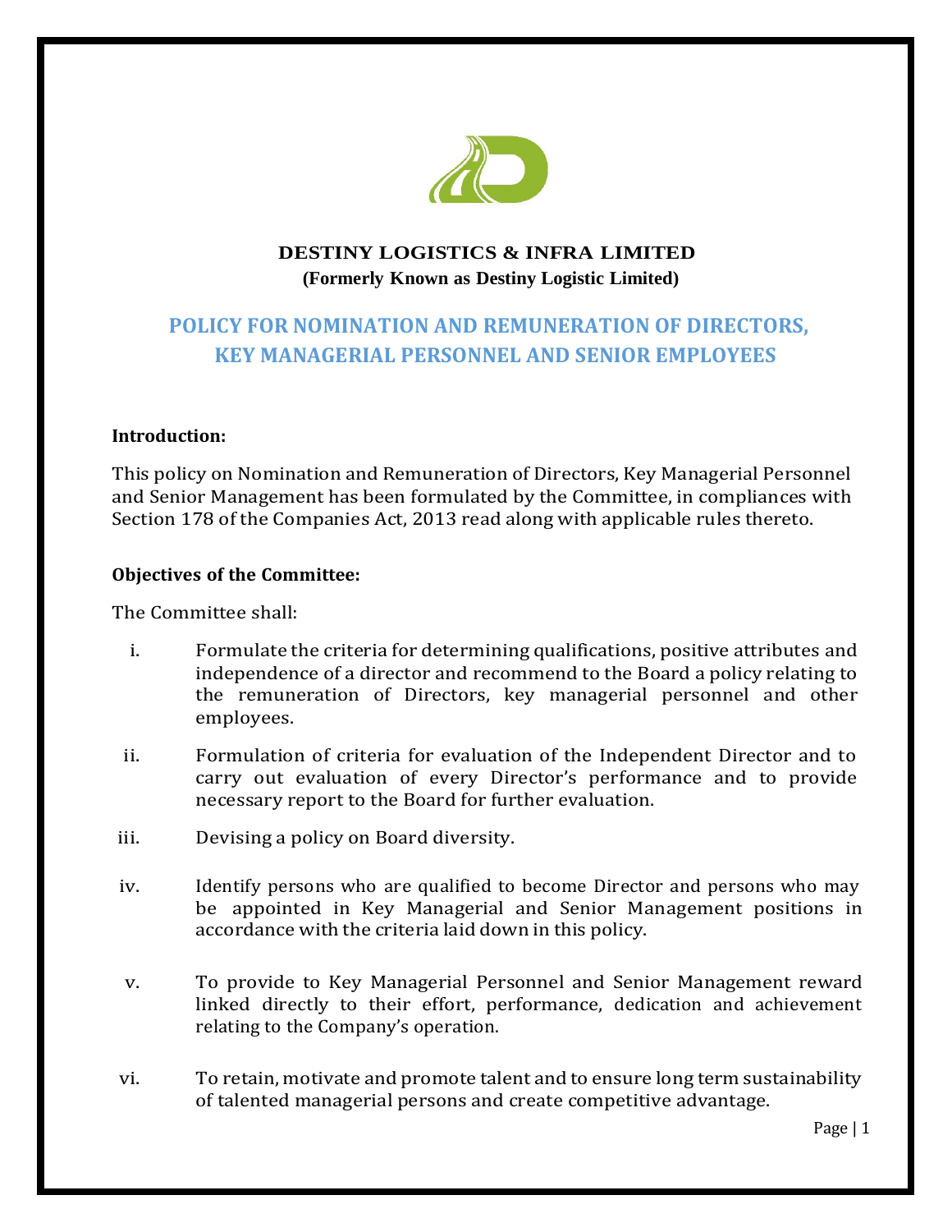# DESTINY LOGISTICS & INFRA LIMITED

**(Formerly Known as Destiny Logistic Limited)**

## POLICY FOR NOMINATION AND REMUNERATION OF DIRECTORS, KEY MANAGERIAL PERSONNEL AND SENIOR EMPLOYEES

**Introduction:**

This policy on Nomination and Remuneration of Directors, Key Managerial Personnel and Senior Management has been formulated by the Committee, in compliances with Section 178 of the Companies Act, 2013 read along with applicable rules thereto.

**Objectives of the Committee:**

The Committee shall:

i. Formulate the criteria for determining qualifications, positive attributes and independence of a director and recommend to the Board a policy relating to the remuneration of Directors, key managerial personnel and other employees.

ii. Formulation of criteria for evaluation of the Independent Director and to carry out evaluation of every Director's performance and to provide necessary report to the Board for further evaluation.

iii. Devising a policy on Board diversity.

iv. Identify persons who are qualified to become Director and persons who may be appointed in Key Managerial and Senior Management positions in accordance with the criteria laid down in this policy.

v. To provide to Key Managerial Personnel and Senior Management reward linked directly to their effort, performance, dedication and achievement relating to the Company's operation.

vi. To retain, motivate and promote talent and to ensure long term sustainability of talented managerial persons and create competitive advantage.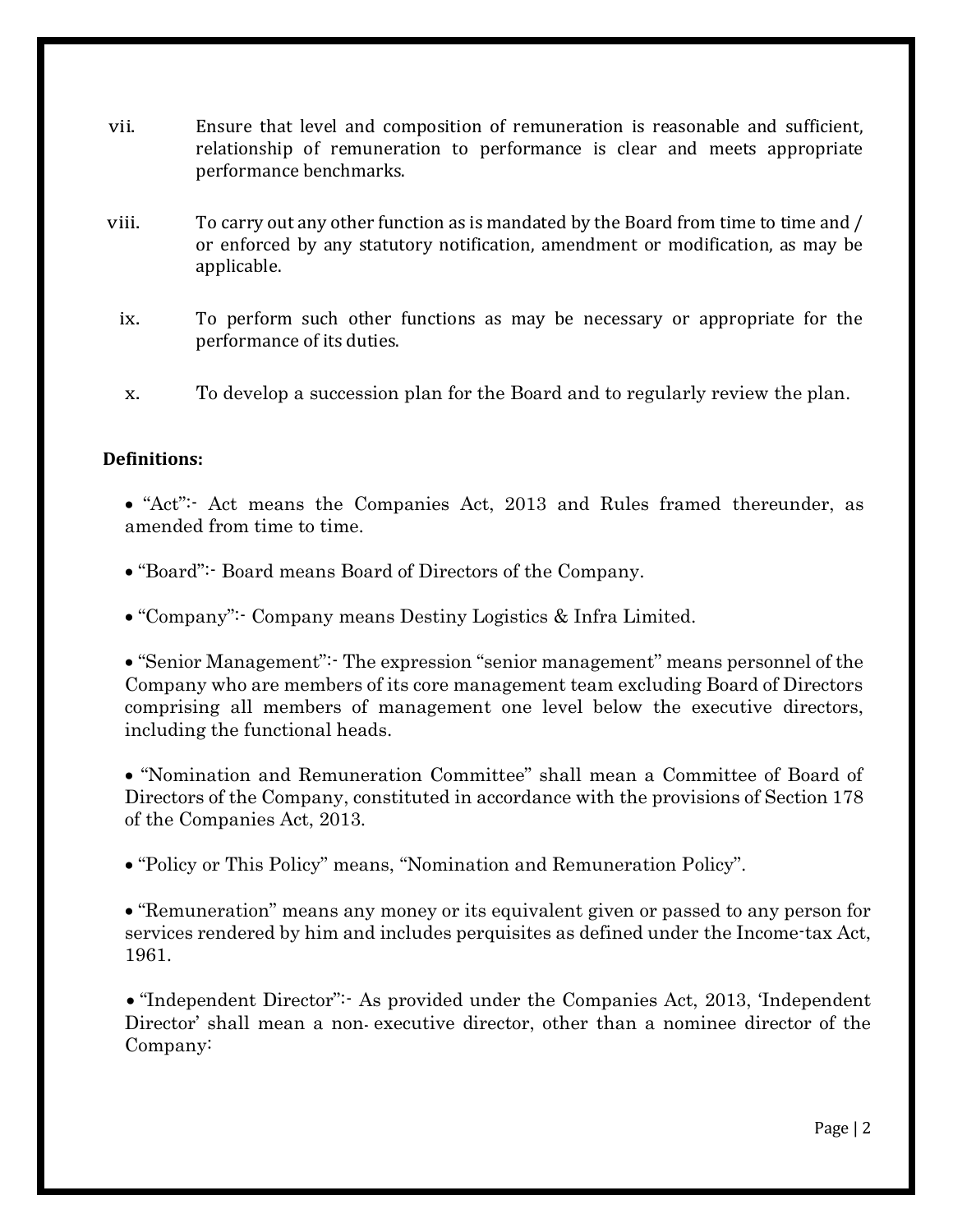vii. Ensure that level and composition of remuneration is reasonable and sufficient, relationship of remuneration to performance is clear and meets appropriate performance benchmarks.

viii. To carry out any other function as is mandated by the Board from time to time and / or enforced by any statutory notification, amendment or modification, as may be applicable.

ix. To perform such other functions as may be necessary or appropriate for the performance of its duties.

x. To develop a succession plan for the Board and to regularly review the plan.

**Definitions:**

- "Act":- Act means the Companies Act, 2013 and Rules framed thereunder, as amended from time to time.

- "Board":- Board means Board of Directors of the Company.

- "Company":- Company means Destiny Logistics & Infra Limited.

- "Senior Management":- The expression "senior management" means personnel of the Company who are members of its core management team excluding Board of Directors comprising all members of management one level below the executive directors, including the functional heads.

- "Nomination and Remuneration Committee" shall mean a Committee of Board of Directors of the Company, constituted in accordance with the provisions of Section 178 of the Companies Act, 2013.

- "Policy or This Policy" means, "Nomination and Remuneration Policy".

- "Remuneration" means any money or its equivalent given or passed to any person for services rendered by him and includes perquisites as defined under the Income-tax Act, 1961.

- "Independent Director":- As provided under the Companies Act, 2013, 'Independent Director' shall mean a non- executive director, other than a nominee director of the Company: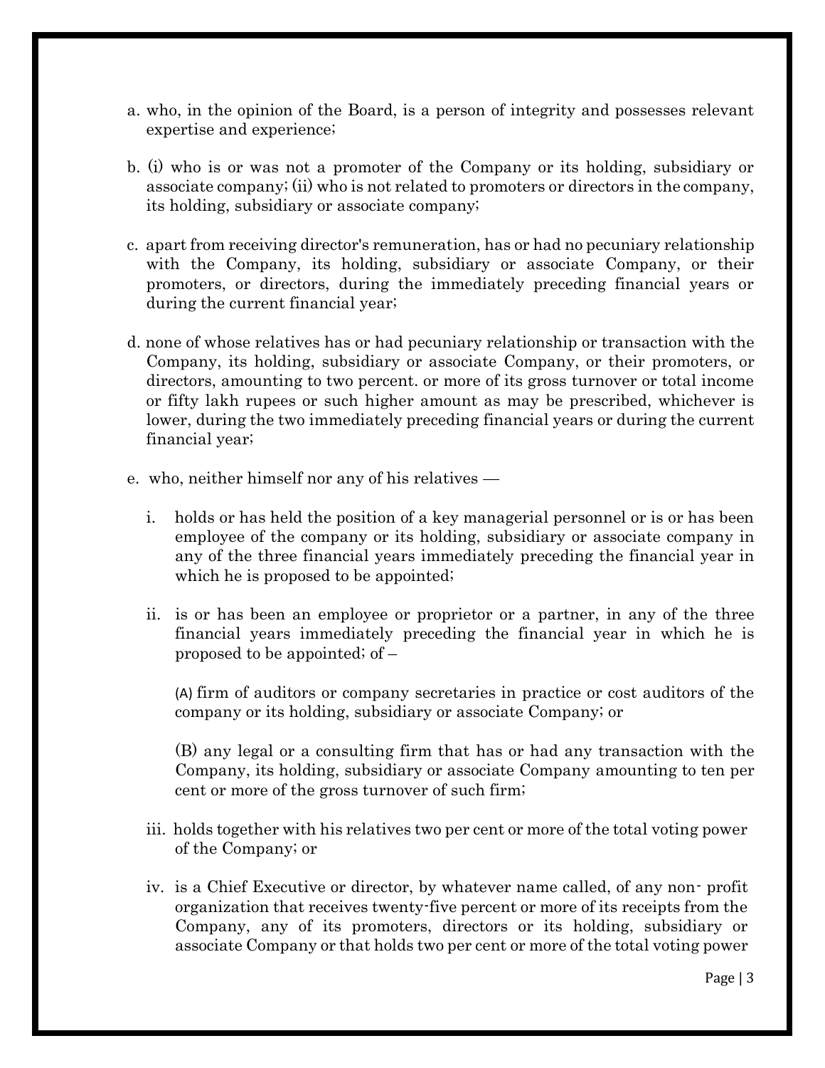a. who, in the opinion of the Board, is a person of integrity and possesses relevant expertise and experience;

b. (i) who is or was not a promoter of the Company or its holding, subsidiary or associate company; (ii) who is not related to promoters or directors in the company, its holding, subsidiary or associate company;

c. apart from receiving director's remuneration, has or had no pecuniary relationship with the Company, its holding, subsidiary or associate Company, or their promoters, or directors, during the immediately preceding financial years or during the current financial year;

d. none of whose relatives has or had pecuniary relationship or transaction with the Company, its holding, subsidiary or associate Company, or their promoters, or directors, amounting to two percent. or more of its gross turnover or total income or fifty lakh rupees or such higher amount as may be prescribed, whichever is lower, during the two immediately preceding financial years or during the current financial year;

e. who, neither himself nor any of his relatives —

   i. holds or has held the position of a key managerial personnel or is or has been employee of the company or its holding, subsidiary or associate company in any of the three financial years immediately preceding the financial year in which he is proposed to be appointed;

   ii. is or has been an employee or proprietor or a partner, in any of the three financial years immediately preceding the financial year in which he is proposed to be appointed; of –

      (A) firm of auditors or company secretaries in practice or cost auditors of the company or its holding, subsidiary or associate Company; or

      (B) any legal or a consulting firm that has or had any transaction with the Company, its holding, subsidiary or associate Company amounting to ten per cent or more of the gross turnover of such firm;

   iii. holds together with his relatives two per cent or more of the total voting power of the Company; or

   iv. is a Chief Executive or director, by whatever name called, of any non- profit organization that receives twenty-five percent or more of its receipts from the Company, any of its promoters, directors or its holding, subsidiary or associate Company or that holds two per cent or more of the total voting power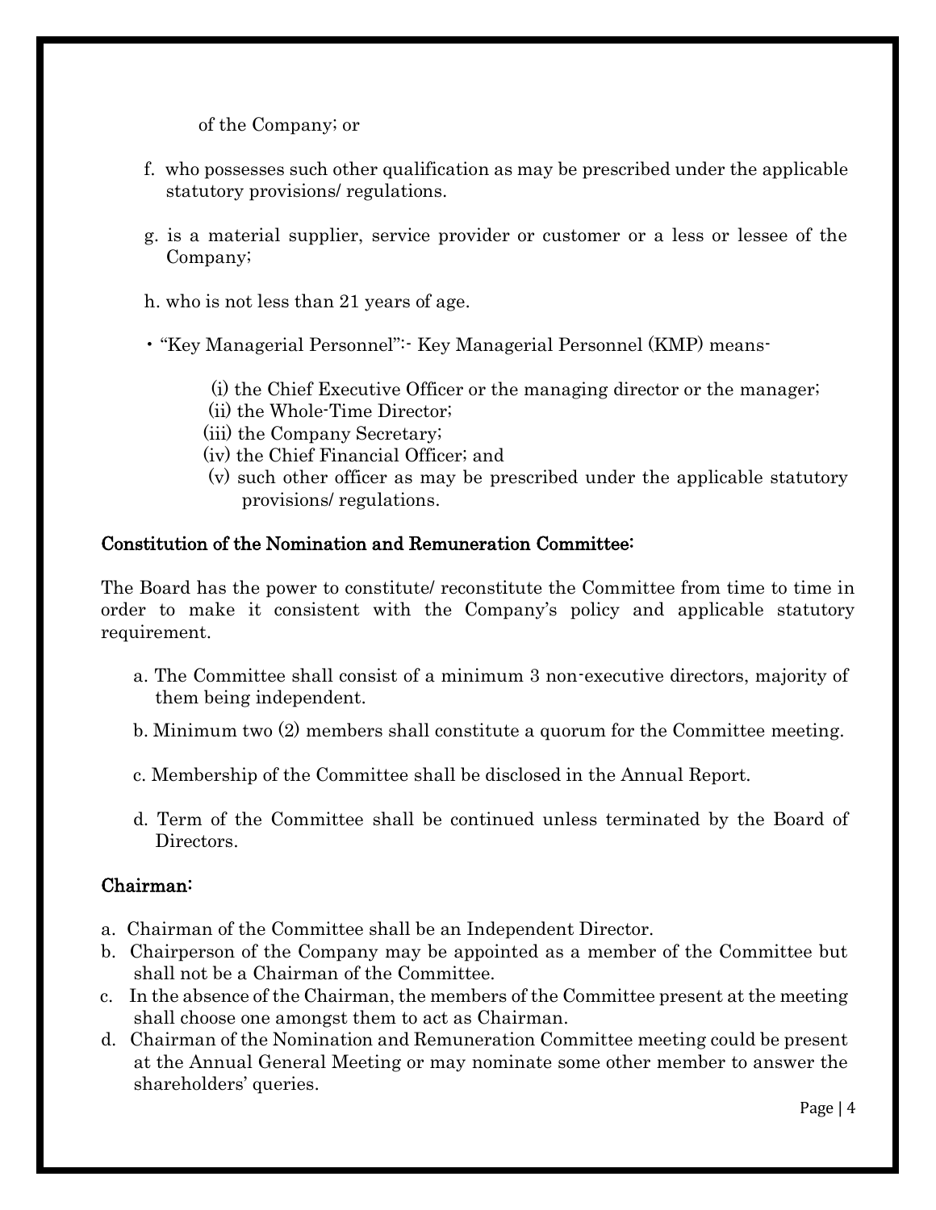of the Company; or

f. who possesses such other qualification as may be prescribed under the applicable statutory provisions/ regulations.

g. is a material supplier, service provider or customer or a less or lessee of the Company;

h. who is not less than 21 years of age.

- "Key Managerial Personnel":- Key Managerial Personnel (KMP) means-

  (i) the Chief Executive Officer or the managing director or the manager;
  (ii) the Whole-Time Director;
  (iii) the Company Secretary;
  (iv) the Chief Financial Officer; and
  (v) such other officer as may be prescribed under the applicable statutory provisions/ regulations.

## Constitution of the Nomination and Remuneration Committee:

The Board has the power to constitute/ reconstitute the Committee from time to time in order to make it consistent with the Company's policy and applicable statutory requirement.

a. The Committee shall consist of a minimum 3 non-executive directors, majority of them being independent.

b. Minimum two (2) members shall constitute a quorum for the Committee meeting.

c. Membership of the Committee shall be disclosed in the Annual Report.

d. Term of the Committee shall be continued unless terminated by the Board of Directors.

## Chairman:

a. Chairman of the Committee shall be an Independent Director.
b. Chairperson of the Company may be appointed as a member of the Committee but shall not be a Chairman of the Committee.
c. In the absence of the Chairman, the members of the Committee present at the meeting shall choose one amongst them to act as Chairman.
d. Chairman of the Nomination and Remuneration Committee meeting could be present at the Annual General Meeting or may nominate some other member to answer the shareholders' queries.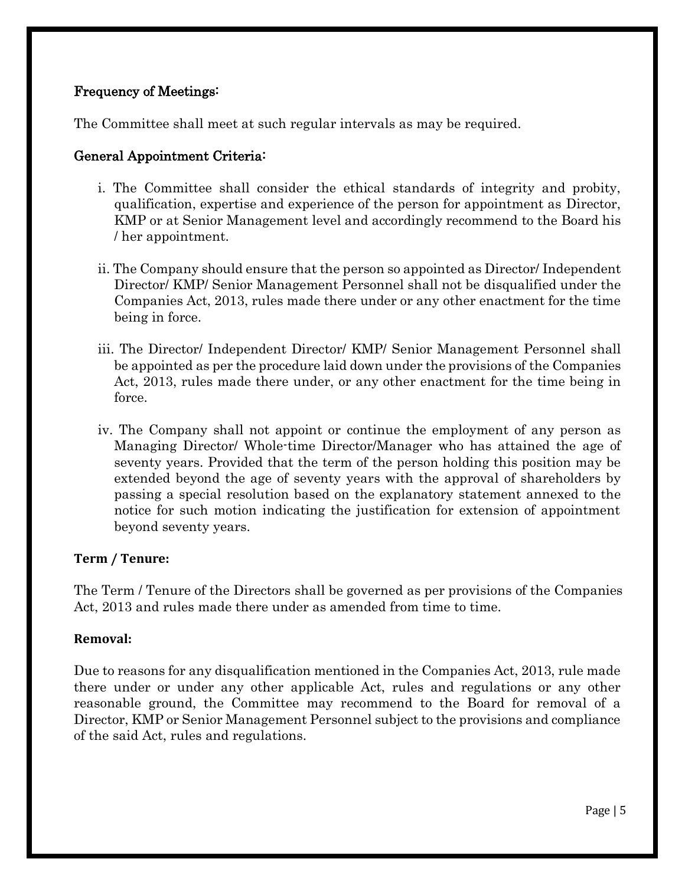## Frequency of Meetings:

The Committee shall meet at such regular intervals as may be required.

## General Appointment Criteria:

i. The Committee shall consider the ethical standards of integrity and probity, qualification, expertise and experience of the person for appointment as Director, KMP or at Senior Management level and accordingly recommend to the Board his / her appointment.

ii. The Company should ensure that the person so appointed as Director/ Independent Director/ KMP/ Senior Management Personnel shall not be disqualified under the Companies Act, 2013, rules made there under or any other enactment for the time being in force.

iii. The Director/ Independent Director/ KMP/ Senior Management Personnel shall be appointed as per the procedure laid down under the provisions of the Companies Act, 2013, rules made there under, or any other enactment for the time being in force.

iv. The Company shall not appoint or continue the employment of any person as Managing Director/ Whole-time Director/Manager who has attained the age of seventy years. Provided that the term of the person holding this position may be extended beyond the age of seventy years with the approval of shareholders by passing a special resolution based on the explanatory statement annexed to the notice for such motion indicating the justification for extension of appointment beyond seventy years.

**Term / Tenure:**

The Term / Tenure of the Directors shall be governed as per provisions of the Companies Act, 2013 and rules made there under as amended from time to time.

**Removal:**

Due to reasons for any disqualification mentioned in the Companies Act, 2013, rule made there under or under any other applicable Act, rules and regulations or any other reasonable ground, the Committee may recommend to the Board for removal of a Director, KMP or Senior Management Personnel subject to the provisions and compliance of the said Act, rules and regulations.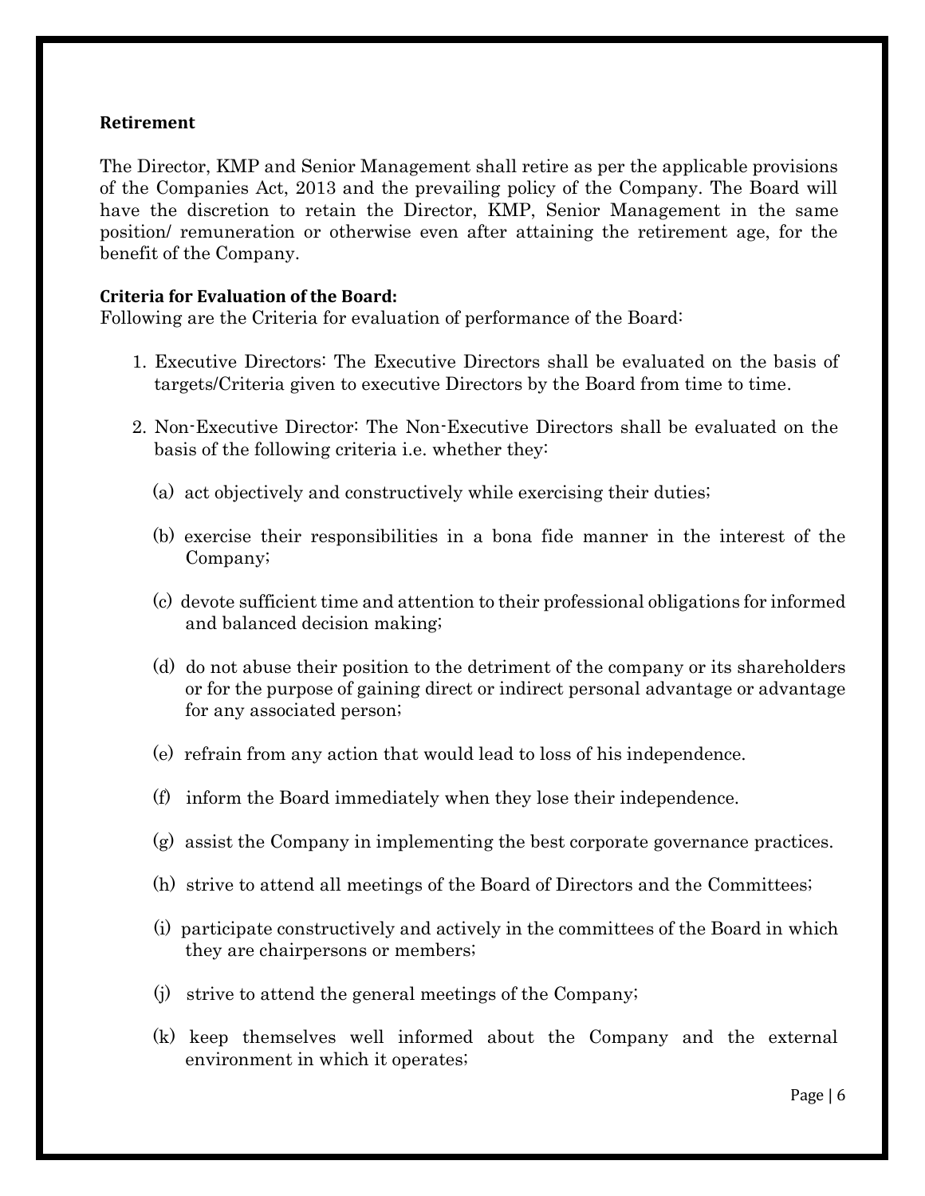**Retirement**

The Director, KMP and Senior Management shall retire as per the applicable provisions of the Companies Act, 2013 and the prevailing policy of the Company. The Board will have the discretion to retain the Director, KMP, Senior Management in the same position/ remuneration or otherwise even after attaining the retirement age, for the benefit of the Company.

**Criteria for Evaluation of the Board:**

Following are the Criteria for evaluation of performance of the Board:

1. Executive Directors: The Executive Directors shall be evaluated on the basis of targets/Criteria given to executive Directors by the Board from time to time.

2. Non-Executive Director: The Non-Executive Directors shall be evaluated on the basis of the following criteria i.e. whether they:

   (a) act objectively and constructively while exercising their duties;

   (b) exercise their responsibilities in a bona fide manner in the interest of the Company;

   (c) devote sufficient time and attention to their professional obligations for informed and balanced decision making;

   (d) do not abuse their position to the detriment of the company or its shareholders or for the purpose of gaining direct or indirect personal advantage or advantage for any associated person;

   (e) refrain from any action that would lead to loss of his independence.

   (f) inform the Board immediately when they lose their independence.

   (g) assist the Company in implementing the best corporate governance practices.

   (h) strive to attend all meetings of the Board of Directors and the Committees;

   (i) participate constructively and actively in the committees of the Board in which they are chairpersons or members;

   (j) strive to attend the general meetings of the Company;

   (k) keep themselves well informed about the Company and the external environment in which it operates;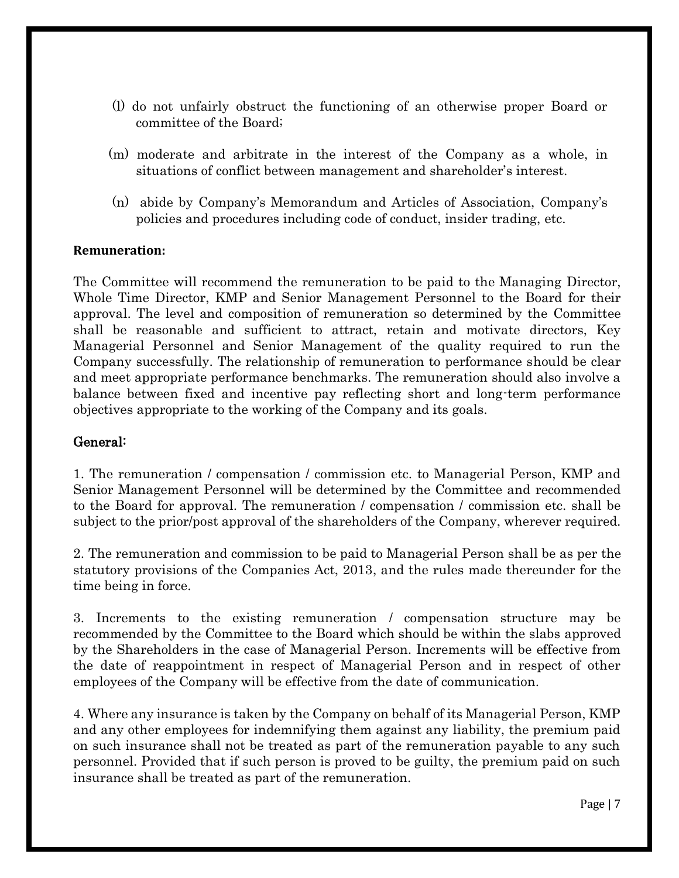(l) do not unfairly obstruct the functioning of an otherwise proper Board or committee of the Board;

(m) moderate and arbitrate in the interest of the Company as a whole, in situations of conflict between management and shareholder's interest.

(n) abide by Company's Memorandum and Articles of Association, Company's policies and procedures including code of conduct, insider trading, etc.

**Remuneration:**

The Committee will recommend the remuneration to be paid to the Managing Director, Whole Time Director, KMP and Senior Management Personnel to the Board for their approval. The level and composition of remuneration so determined by the Committee shall be reasonable and sufficient to attract, retain and motivate directors, Key Managerial Personnel and Senior Management of the quality required to run the Company successfully. The relationship of remuneration to performance should be clear and meet appropriate performance benchmarks. The remuneration should also involve a balance between fixed and incentive pay reflecting short and long-term performance objectives appropriate to the working of the Company and its goals.

**General:**

1. The remuneration / compensation / commission etc. to Managerial Person, KMP and Senior Management Personnel will be determined by the Committee and recommended to the Board for approval. The remuneration / compensation / commission etc. shall be subject to the prior/post approval of the shareholders of the Company, wherever required.

2. The remuneration and commission to be paid to Managerial Person shall be as per the statutory provisions of the Companies Act, 2013, and the rules made thereunder for the time being in force.

3. Increments to the existing remuneration / compensation structure may be recommended by the Committee to the Board which should be within the slabs approved by the Shareholders in the case of Managerial Person. Increments will be effective from the date of reappointment in respect of Managerial Person and in respect of other employees of the Company will be effective from the date of communication.

4. Where any insurance is taken by the Company on behalf of its Managerial Person, KMP and any other employees for indemnifying them against any liability, the premium paid on such insurance shall not be treated as part of the remuneration payable to any such personnel. Provided that if such person is proved to be guilty, the premium paid on such insurance shall be treated as part of the remuneration.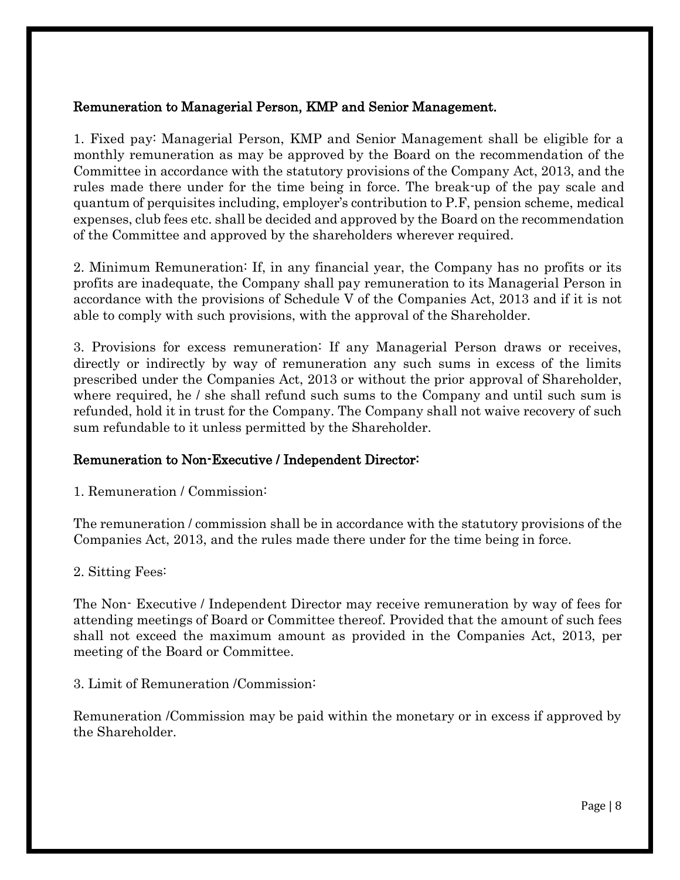## Remuneration to Managerial Person, KMP and Senior Management.

1. Fixed pay: Managerial Person, KMP and Senior Management shall be eligible for a monthly remuneration as may be approved by the Board on the recommendation of the Committee in accordance with the statutory provisions of the Company Act, 2013, and the rules made there under for the time being in force. The break-up of the pay scale and quantum of perquisites including, employer's contribution to P.F, pension scheme, medical expenses, club fees etc. shall be decided and approved by the Board on the recommendation of the Committee and approved by the shareholders wherever required.

2. Minimum Remuneration: If, in any financial year, the Company has no profits or its profits are inadequate, the Company shall pay remuneration to its Managerial Person in accordance with the provisions of Schedule V of the Companies Act, 2013 and if it is not able to comply with such provisions, with the approval of the Shareholder.

3. Provisions for excess remuneration: If any Managerial Person draws or receives, directly or indirectly by way of remuneration any such sums in excess of the limits prescribed under the Companies Act, 2013 or without the prior approval of Shareholder, where required, he / she shall refund such sums to the Company and until such sum is refunded, hold it in trust for the Company. The Company shall not waive recovery of such sum refundable to it unless permitted by the Shareholder.

## Remuneration to Non-Executive / Independent Director:

1. Remuneration / Commission:

The remuneration / commission shall be in accordance with the statutory provisions of the Companies Act, 2013, and the rules made there under for the time being in force.

2. Sitting Fees:

The Non- Executive / Independent Director may receive remuneration by way of fees for attending meetings of Board or Committee thereof. Provided that the amount of such fees shall not exceed the maximum amount as provided in the Companies Act, 2013, per meeting of the Board or Committee.

3. Limit of Remuneration /Commission:

Remuneration /Commission may be paid within the monetary or in excess if approved by the Shareholder.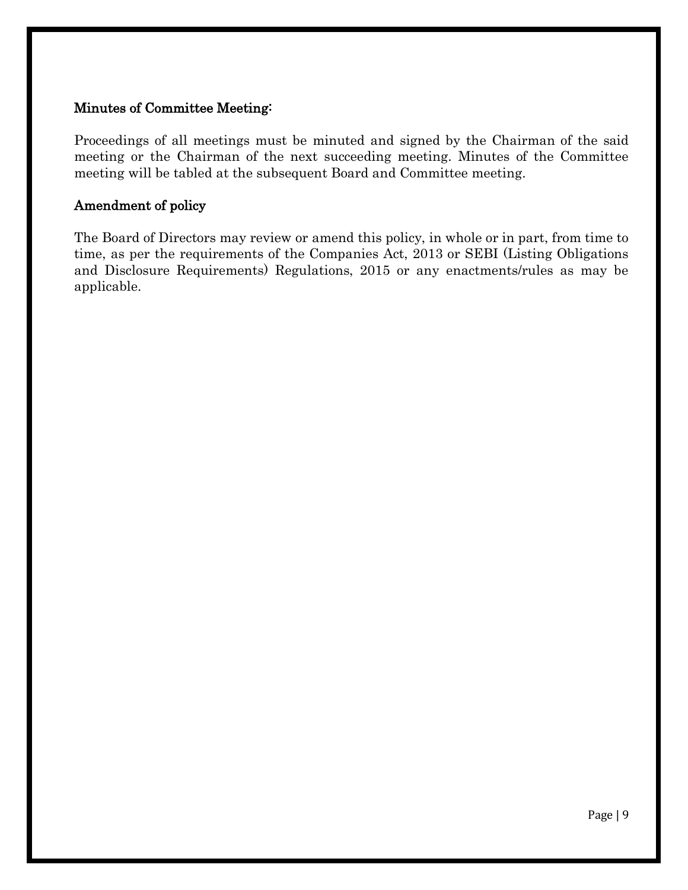## Minutes of Committee Meeting:

Proceedings of all meetings must be minuted and signed by the Chairman of the said meeting or the Chairman of the next succeeding meeting. Minutes of the Committee meeting will be tabled at the subsequent Board and Committee meeting.

## Amendment of policy

The Board of Directors may review or amend this policy, in whole or in part, from time to time, as per the requirements of the Companies Act, 2013 or SEBI (Listing Obligations and Disclosure Requirements) Regulations, 2015 or any enactments/rules as may be applicable.